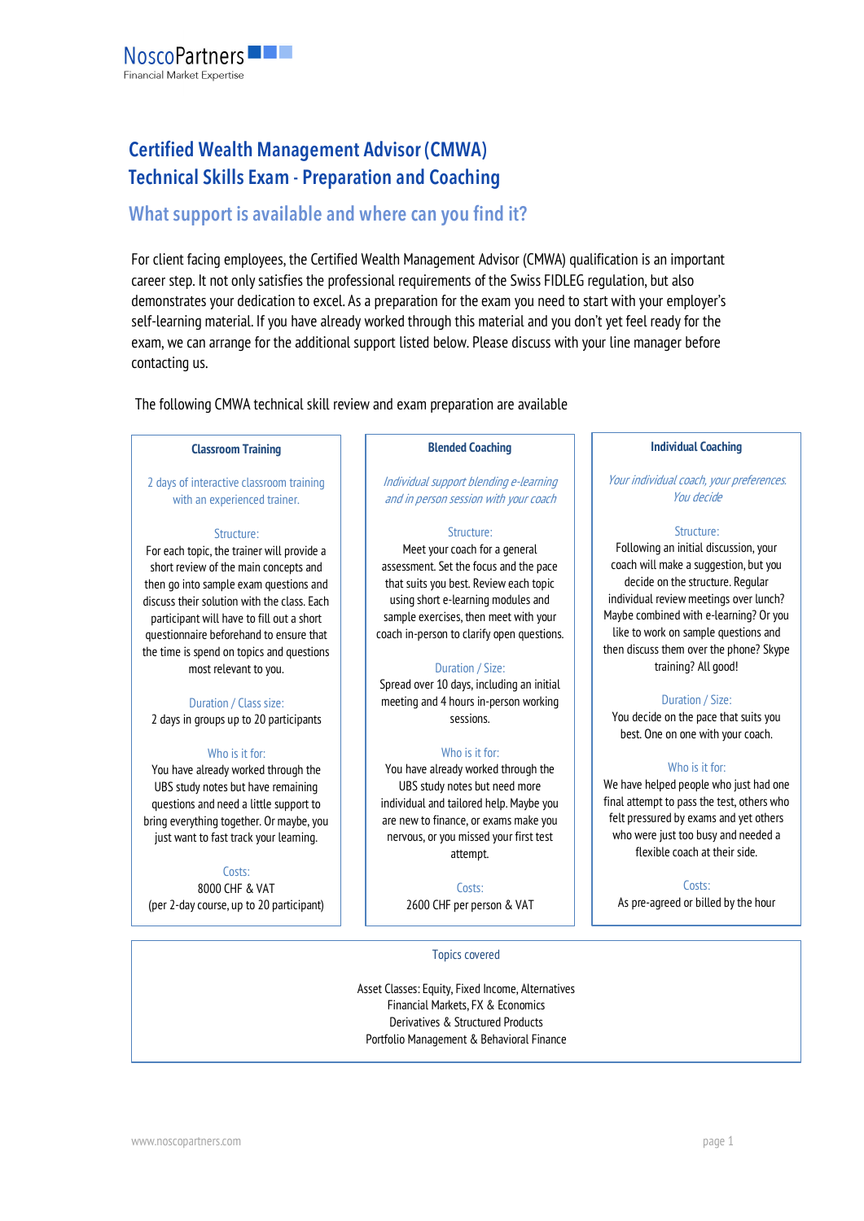NoscoPartners
Financial Market Expertise

# Certified Wealth Management Advisor (CMWA)
# Technical Skills Exam - Preparation and Coaching

## What support is available and where can you find it?

For client facing employees, the Certified Wealth Management Advisor (CMWA) qualification is an important career step. It not only satisfies the professional requirements of the Swiss FIDLEG regulation, but also demonstrates your dedication to excel. As a preparation for the exam you need to start with your employer's self-learning material. If you have already worked through this material and you don't yet feel ready for the exam, we can arrange for the additional support listed below. Please discuss with your line manager before contacting us.

The following CMWA technical skill review and exam preparation are available

### Classroom Training

2 days of interactive classroom training with an experienced trainer.

**Structure:**
For each topic, the trainer will provide a short review of the main concepts and then go into sample exam questions and discuss their solution with the class. Each participant will have to fill out a short questionnaire beforehand to ensure that the time is spend on topics and questions most relevant to you.

**Duration / Class size:**
2 days in groups up to 20 participants

**Who is it for:**
You have already worked through the UBS study notes but have remaining questions and need a little support to bring everything together. Or maybe, you just want to fast track your learning.

**Costs:**
8000 CHF & VAT
(per 2-day course, up to 20 participant)

### Blended Coaching

*Individual support blending e-learning and in person session with your coach*

**Structure:**
Meet your coach for a general assessment. Set the focus and the pace that suits you best. Review each topic using short e-learning modules and sample exercises, then meet with your coach in-person to clarify open questions.

**Duration / Size:**
Spread over 10 days, including an initial meeting and 4 hours in-person working sessions.

**Who is it for:**
You have already worked through the UBS study notes but need more individual and tailored help. Maybe you are new to finance, or exams make you nervous, or you missed your first test attempt.

**Costs:**
2600 CHF per person & VAT

### Individual Coaching

*Your individual coach, your preferences. You decide*

**Structure:**
Following an initial discussion, your coach will make a suggestion, but you decide on the structure. Regular individual review meetings over lunch? Maybe combined with e-learning? Or you like to work on sample questions and then discuss them over the phone? Skype training? All good!

**Duration / Size:**
You decide on the pace that suits you best. One on one with your coach.

**Who is it for:**
We have helped people who just had one final attempt to pass the test, others who felt pressured by exams and yet others who were just too busy and needed a flexible coach at their side.

**Costs:**
As pre-agreed or billed by the hour

### Topics covered

Asset Classes: Equity, Fixed Income, Alternatives
Financial Markets, FX & Economics
Derivatives & Structured Products
Portfolio Management & Behavioral Finance

www.noscopartners.com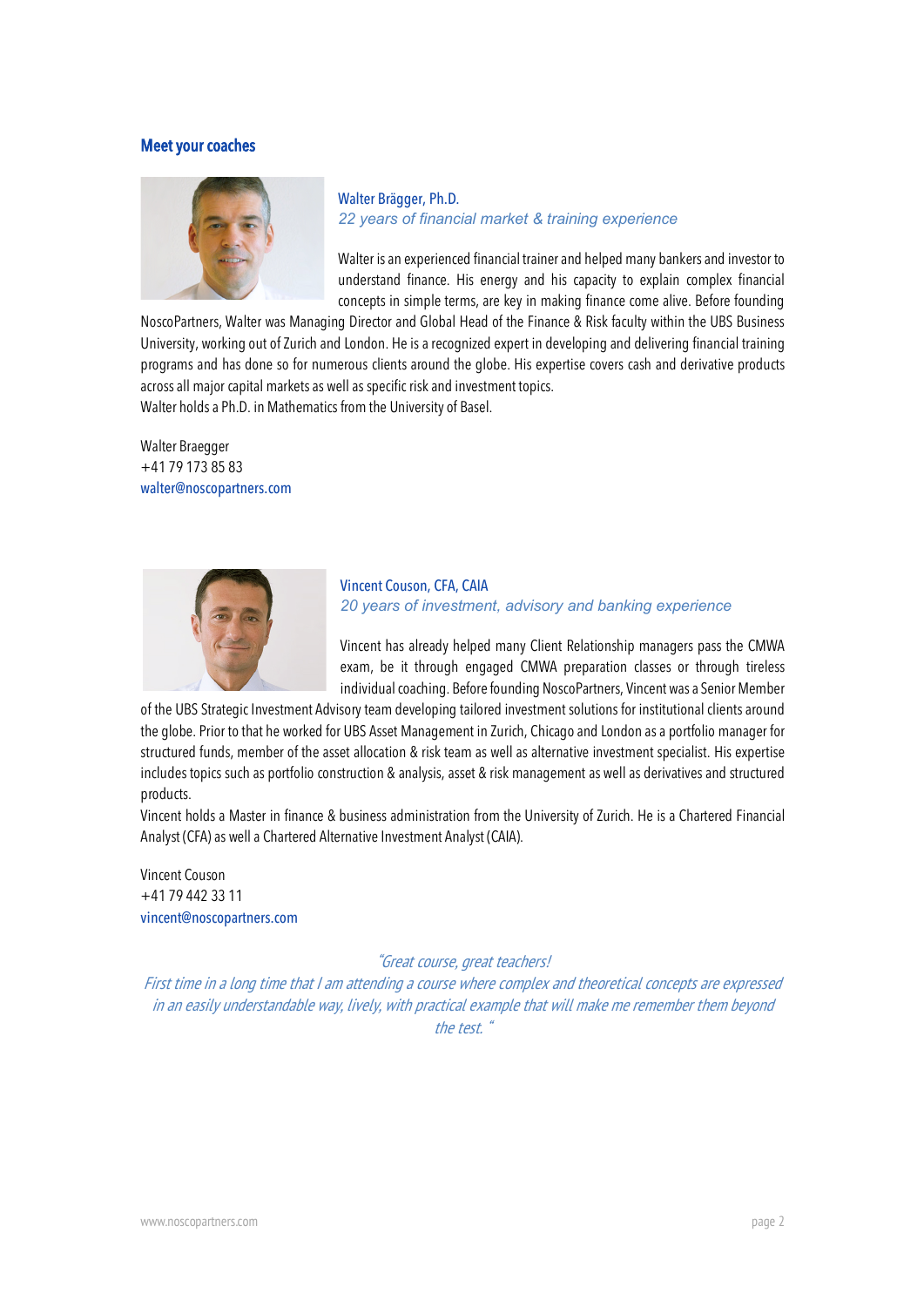## Meet your coaches

Walter Brägger, Ph.D.
*22 years of financial market & training experience*

Walter is an experienced financial trainer and helped many bankers and investor to understand finance. His energy and his capacity to explain complex financial concepts in simple terms, are key in making finance come alive. Before founding NoscoPartners, Walter was Managing Director and Global Head of the Finance & Risk faculty within the UBS Business University, working out of Zurich and London. He is a recognized expert in developing and delivering financial training programs and has done so for numerous clients around the globe. His expertise covers cash and derivative products across all major capital markets as well as specific risk and investment topics.
Walter holds a Ph.D. in Mathematics from the University of Basel.

Walter Braegger
+41 79 173 85 83
walter@noscopartners.com

Vincent Couson, CFA, CAIA
*20 years of investment, advisory and banking experience*

Vincent has already helped many Client Relationship managers pass the CMWA exam, be it through engaged CMWA preparation classes or through tireless individual coaching. Before founding NoscoPartners, Vincent was a Senior Member of the UBS Strategic Investment Advisory team developing tailored investment solutions for institutional clients around the globe. Prior to that he worked for UBS Asset Management in Zurich, Chicago and London as a portfolio manager for structured funds, member of the asset allocation & risk team as well as alternative investment specialist. His expertise includes topics such as portfolio construction & analysis, asset & risk management as well as derivatives and structured products.
Vincent holds a Master in finance & business administration from the University of Zurich. He is a Chartered Financial Analyst (CFA) as well a Chartered Alternative Investment Analyst (CAIA).

Vincent Couson
+41 79 442 33 11
vincent@noscopartners.com

*"Great course, great teachers!*
*First time in a long time that I am attending a course where complex and theoretical concepts are expressed in an easily understandable way, lively, with practical example that will make me remember them beyond the test. "*